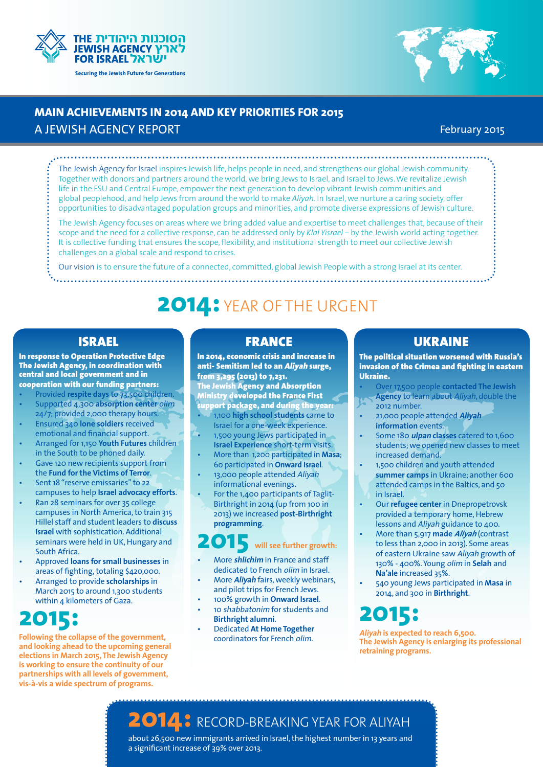THE JEWISH AGENCY FOR ISRAEL הסוכנות היהודית לארץ ישראל

Securing the Jewish Future for Generations

# MAIN ACHIEVEMENTS IN 2014 AND KEY PRIORITIES FOR 2015

## A JEWISH AGENCY REPORT

February 2015

The Jewish Agency for Israel inspires Jewish life, helps people in need, and strengthens our global Jewish community. Together with donors and partners around the world, we bring Jews to Israel, and Israel to Jews. We revitalize Jewish life in the FSU and Central Europe, empower the next generation to develop vibrant Jewish communities and global peoplehood, and help Jews from around the world to make *Aliyah*. In Israel, we nurture a caring society, offer opportunities to disadvantaged population groups and minorities, and promote diverse expressions of Jewish culture.

The Jewish Agency focuses on areas where we bring added value and expertise to meet challenges that, because of their scope and the need for a collective response, can be addressed only by *Klal Yisrael* – by the Jewish world acting together. It is collective funding that ensures the scope, flexibility, and institutional strength to meet our collective Jewish challenges on a global scale and respond to crises.

Our vision is to ensure the future of a connected, committed, global Jewish People with a strong Israel at its center.

# 2014: YEAR OF THE URGENT

## ISRAEL

**In response to Operation Protective Edge The Jewish Agency, in coordination with central and local government and in cooperation with our funding partners:**

- Provided **respite days** to 73,500 children.
- Supported 4,300 **absorption center** *olim* 24/7; provided 2,000 therapy hours.
- Ensured 340 **lone soldiers** received emotional and financial support.
- Arranged for 1,150 **Youth Futures** children in the South to be phoned daily.
- Gave 120 new recipients support from the **Fund for the Victims of Terror**.
- Sent 18 "reserve emissaries" to 22 campuses to help **Israel advocacy efforts**.
- Ran 28 seminars for over 35 college campuses in North America, to train 315 Hillel staff and student leaders to **discuss Israel** with sophistication. Additional seminars were held in UK, Hungary and South Africa.
- Approved **loans for small businesses** in areas of fighting, totaling $420,000.
- Arranged to provide **scholarships** in March 2015 to around 1,300 students within 4 kilometers of Gaza.

### 2015:

**Following the collapse of the government, and looking ahead to the upcoming general elections in March 2015, The Jewish Agency is working to ensure the continuity of our partnerships with all levels of government, vis-à-vis a wide spectrum of programs.**

## FRANCE

**In 2014, economic crisis and increase in anti- Semitism led to an *Aliyah* surge, from 3,295 (2013) to 7,231. The Jewish Agency and Absorption Ministry developed the France First support package, and during the year:**

- 1,100 **high school students** came to Israel for a one-week experience.
- 1,500 young Jews participated in **Israel Experience** short-term visits.
- More than 1,200 participated in **Masa**; 60 participated in **Onward Israel**.
- 13,000 people attended *Aliyah* informational evenings.
- For the 1,400 participants of Taglit-Birthright in 2014 (up from 100 in 2013) we increased **post-Birthright programming**.

### 2015 will see further growth:

- More ***shlichim*** in France and staff dedicated to French *olim* in Israel.
- More ***Aliyah*** fairs, weekly webinars, and pilot trips for French Jews.
- 100% growth in **Onward Israel**.
- 10 *shabbatonim* for students and **Birthright alumni**.
- Dedicated **At Home Together** coordinators for French *olim*.

## UKRAINE

**The political situation worsened with Russia's invasion of the Crimea and fighting in eastern Ukraine.**

- Over 17,500 people **contacted The Jewish Agency** to learn about *Aliyah*, double the 2012 number.
- 21,000 people attended ***Aliyah* information** events.
- Some 180 ***ulpan* classes** catered to 1,600 students; we opened new classes to meet increased demand.
- 1,500 children and youth attended **summer camps** in Ukraine; another 600 attended camps in the Baltics, and 50 in Israel.
- Our **refugee center** in Dnepropetrovsk provided a temporary home, Hebrew lessons and *Aliyah* guidance to 400.
- More than 5,917 **made *Aliyah*** (contrast to less than 2,000 in 2013). Some areas of eastern Ukraine saw *Aliyah* growth of 130% - 400%. Young *olim* in **Selah** and **Na'ale** increased 35%.
- 540 young Jews participated in **Masa** in 2014, and 300 in **Birthright**.

### 2015:

***Aliyah* is expected to reach 6,500. The Jewish Agency is enlarging its professional retraining programs.**

# 2014: RECORD-BREAKING YEAR FOR ALIYAH

about 26,500 new immigrants arrived in Israel, the highest number in 13 years and a significant increase of 39% over 2013.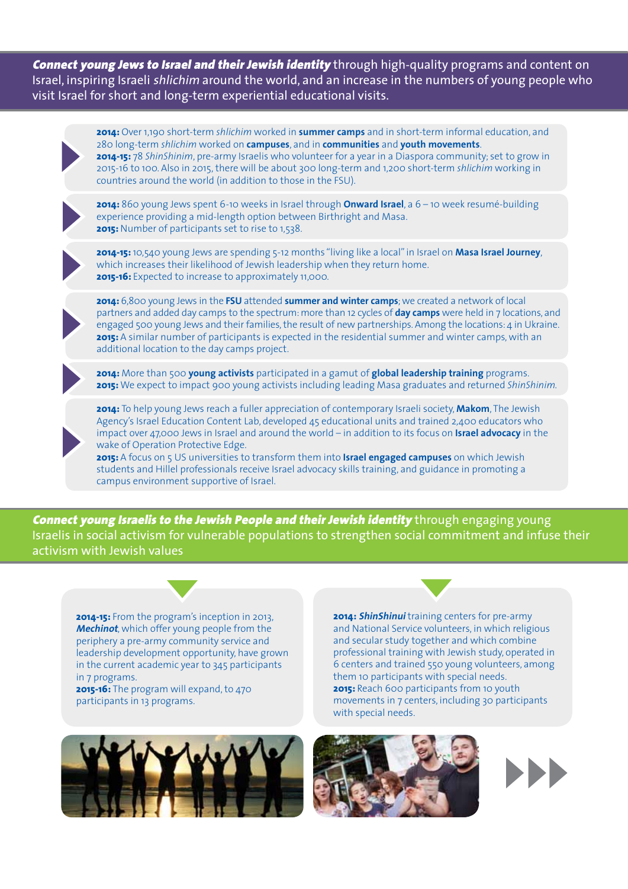***Connect young Jews to Israel and their Jewish identity*** through high-quality programs and content on Israel, inspiring Israeli *shlichim* around the world, and an increase in the numbers of young people who visit Israel for short and long-term experiential educational visits.

**2014:** Over 1,190 short-term *shlichim* worked in **summer camps** and in short-term informal education, and 280 long-term *shlichim* worked on **campuses**, and in **communities** and **youth movements**.
**2014-15:** 78 *ShinShinim*, pre-army Israelis who volunteer for a year in a Diaspora community; set to grow in 2015-16 to 100. Also in 2015, there will be about 300 long-term and 1,200 short-term *shlichim* working in countries around the world (in addition to those in the FSU).

**2014:** 860 young Jews spent 6-10 weeks in Israel through **Onward Israel**, a 6 – 10 week resumé-building experience providing a mid-length option between Birthright and Masa.
**2015:** Number of participants set to rise to 1,538.

**2014-15:** 10,540 young Jews are spending 5-12 months "living like a local" in Israel on **Masa Israel Journey**, which increases their likelihood of Jewish leadership when they return home.
**2015-16:** Expected to increase to approximately 11,000.

**2014:** 6,800 young Jews in the **FSU** attended **summer and winter camps**; we created a network of local partners and added day camps to the spectrum: more than 12 cycles of **day camps** were held in 7 locations, and engaged 500 young Jews and their families, the result of new partnerships. Among the locations: 4 in Ukraine.
**2015:** A similar number of participants is expected in the residential summer and winter camps, with an additional location to the day camps project.

**2014:** More than 500 **young activists** participated in a gamut of **global leadership training** programs.
**2015:** We expect to impact 900 young activists including leading Masa graduates and returned *ShinShinim*.

**2014:** To help young Jews reach a fuller appreciation of contemporary Israeli society, **Makom**, The Jewish Agency's Israel Education Content Lab, developed 45 educational units and trained 2,400 educators who impact over 47,000 Jews in Israel and around the world – in addition to its focus on **Israel advocacy** in the wake of Operation Protective Edge.
**2015:** A focus on 5 US universities to transform them into **Israel engaged campuses** on which Jewish students and Hillel professionals receive Israel advocacy skills training, and guidance in promoting a campus environment supportive of Israel.

***Connect young Israelis to the Jewish People and their Jewish identity*** through engaging young Israelis in social activism for vulnerable populations to strengthen social commitment and infuse their activism with Jewish values

**2014-15:** From the program's inception in 2013, ***Mechinot***, which offer young people from the periphery a pre-army community service and leadership development opportunity, have grown in the current academic year to 345 participants in 7 programs.
**2015-16:** The program will expand, to 470 participants in 13 programs.

**2014: *ShinShinui*** training centers for pre-army and National Service volunteers, in which religious and secular study together and which combine professional training with Jewish study, operated in 6 centers and trained 550 young volunteers, among them 10 participants with special needs.
**2015:** Reach 600 participants from 10 youth movements in 7 centers, including 30 participants with special needs.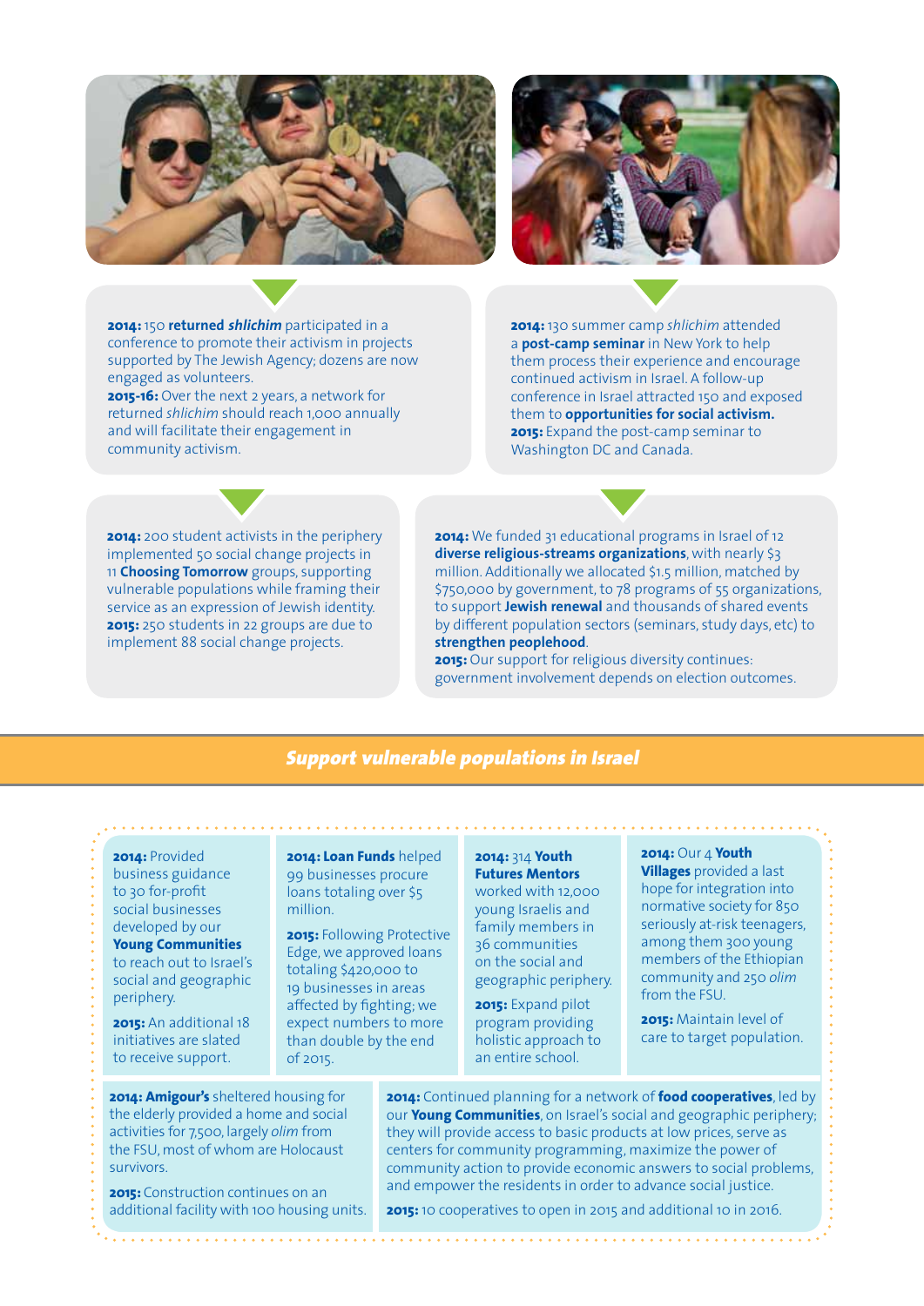**2014:** 150 **returned *shlichim*** participated in a conference to promote their activism in projects supported by The Jewish Agency; dozens are now engaged as volunteers.
**2015-16:** Over the next 2 years, a network for returned *shlichim* should reach 1,000 annually and will facilitate their engagement in community activism.

**2014:** 130 summer camp *shlichim* attended a **post-camp seminar** in New York to help them process their experience and encourage continued activism in Israel. A follow-up conference in Israel attracted 150 and exposed them to **opportunities for social activism.**
**2015:** Expand the post-camp seminar to Washington DC and Canada.

**2014:** 200 student activists in the periphery implemented 50 social change projects in 11 **Choosing Tomorrow** groups, supporting vulnerable populations while framing their service as an expression of Jewish identity.
**2015:** 250 students in 22 groups are due to implement 88 social change projects.

**2014:** We funded 31 educational programs in Israel of 12 **diverse religious-streams organizations**, with nearly $3 million. Additionally we allocated $1.5 million, matched by $750,000 by government, to 78 programs of 55 organizations, to support **Jewish renewal** and thousands of shared events by different population sectors (seminars, study days, etc) to **strengthen peoplehood**.
**2015:** Our support for religious diversity continues: government involvement depends on election outcomes.

## *Support vulnerable populations in Israel*

**2014:** Provided business guidance to 30 for-profit social businesses developed by our **Young Communities** to reach out to Israel's social and geographic periphery.

**2015:** An additional 18 initiatives are slated to receive support.

**2014: Loan Funds** helped 99 businesses procure loans totaling over $5 million.

**2015:** Following Protective Edge, we approved loans totaling $420,000 to 19 businesses in areas affected by fighting; we expect numbers to more than double by the end of 2015.

**2014:** 314 **Youth Futures Mentors** worked with 12,000 young Israelis and family members in 36 communities on the social and geographic periphery.

**2015:** Expand pilot program providing holistic approach to an entire school.

**2014:** Our 4 **Youth Villages** provided a last hope for integration into normative society for 850 seriously at-risk teenagers, among them 300 young members of the Ethiopian community and 250 *olim* from the FSU.

**2015:** Maintain level of care to target population.

**2014: Amigour's** sheltered housing for the elderly provided a home and social activities for 7,500, largely *olim* from the FSU, most of whom are Holocaust survivors.

**2015:** Construction continues on an additional facility with 100 housing units.

**2014:** Continued planning for a network of **food cooperatives**, led by our **Young Communities**, on Israel's social and geographic periphery; they will provide access to basic products at low prices, serve as centers for community programming, maximize the power of community action to provide economic answers to social problems, and empower the residents in order to advance social justice.

**2015:** 10 cooperatives to open in 2015 and additional 10 in 2016.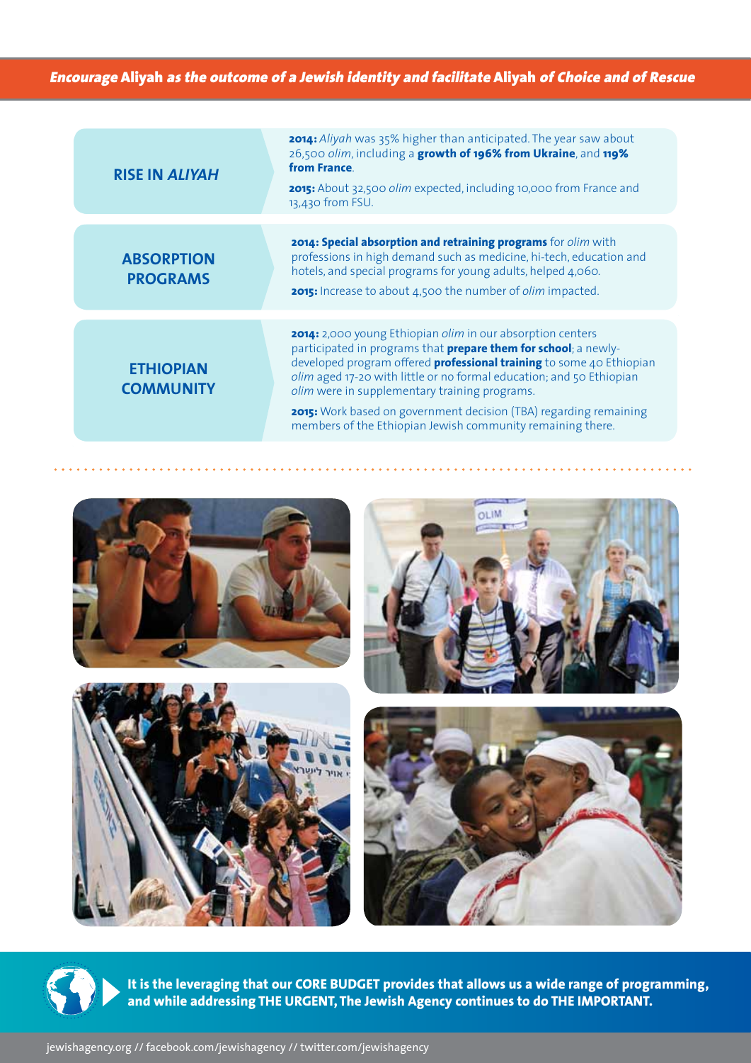## *Encourage* **Aliyah** *as the outcome of a Jewish identity and facilitate* **Aliyah** *of Choice and of Rescue*

### RISE IN *ALIYAH*

**2014:** *Aliyah* was 35% higher than anticipated. The year saw about 26,500 *olim*, including a **growth of 196% from Ukraine**, and **119% from France**.

**2015:** About 32,500 *olim* expected, including 10,000 from France and 13,430 from FSU.

### ABSORPTION PROGRAMS

**2014: Special absorption and retraining programs** for *olim* with professions in high demand such as medicine, hi-tech, education and hotels, and special programs for young adults, helped 4,060.

**2015:** Increase to about 4,500 the number of *olim* impacted.

### ETHIOPIAN COMMUNITY

**2014:** 2,000 young Ethiopian *olim* in our absorption centers participated in programs that **prepare them for school**; a newly-developed program offered **professional training** to some 40 Ethiopian *olim* aged 17-20 with little or no formal education; and 50 Ethiopian *olim* were in supplementary training programs.

**2015:** Work based on government decision (TBA) regarding remaining members of the Ethiopian Jewish community remaining there.

**It is the leveraging that our CORE BUDGET provides that allows us a wide range of programming, and while addressing THE URGENT, The Jewish Agency continues to do THE IMPORTANT.**

jewishagency.org // facebook.com/jewishagency // twitter.com/jewishagency